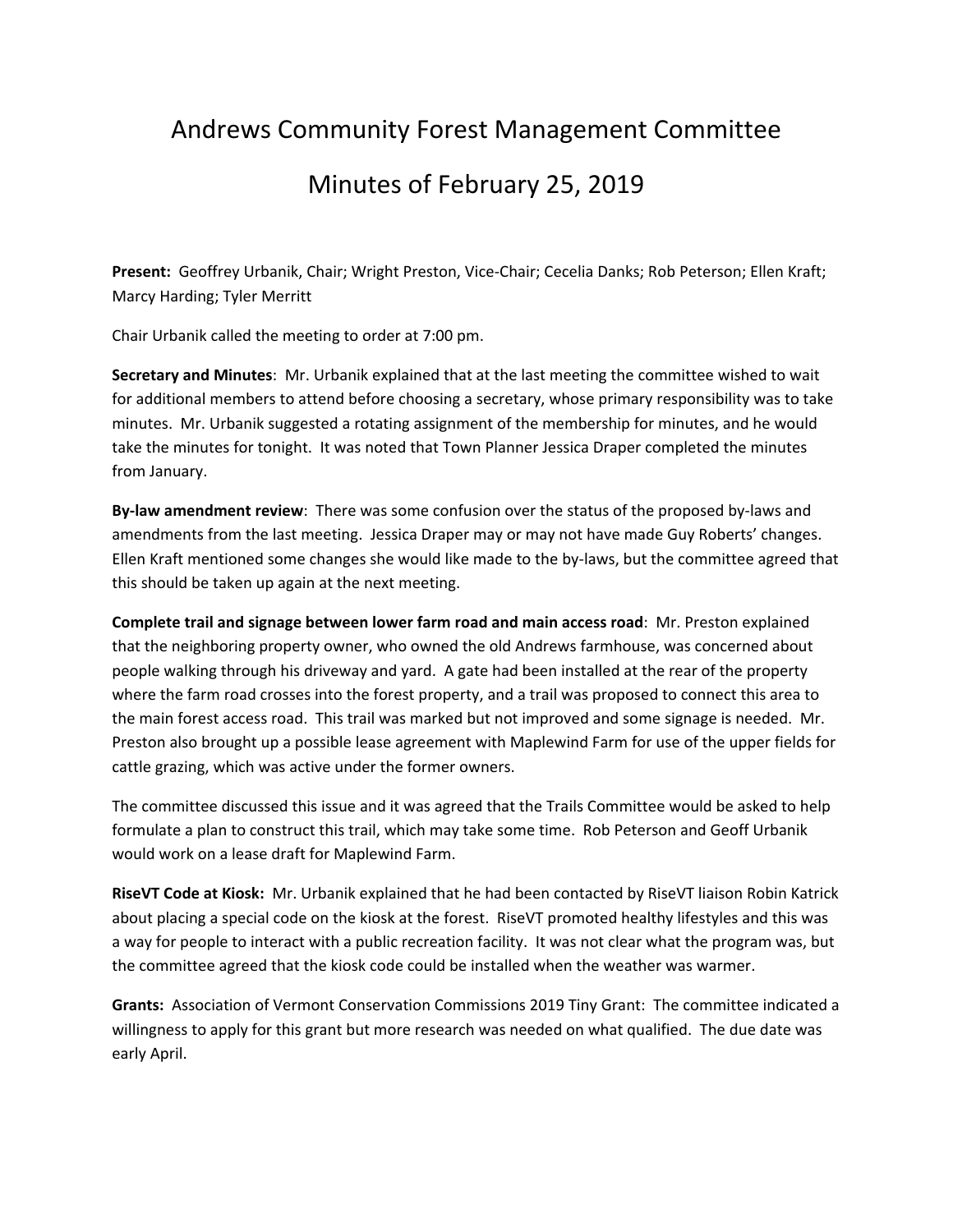# Andrews Community Forest Management Committee

# Minutes of February 25, 2019

**Present:** Geoffrey Urbanik, Chair; Wright Preston, Vice-Chair; Cecelia Danks; Rob Peterson; Ellen Kraft; Marcy Harding; Tyler Merritt

Chair Urbanik called the meeting to order at 7:00 pm.

**Secretary and Minutes**: Mr. Urbanik explained that at the last meeting the committee wished to wait for additional members to attend before choosing a secretary, whose primary responsibility was to take minutes. Mr. Urbanik suggested a rotating assignment of the membership for minutes, and he would take the minutes for tonight. It was noted that Town Planner Jessica Draper completed the minutes from January.

**By-law amendment review**: There was some confusion over the status of the proposed by-laws and amendments from the last meeting. Jessica Draper may or may not have made Guy Roberts' changes. Ellen Kraft mentioned some changes she would like made to the by-laws, but the committee agreed that this should be taken up again at the next meeting.

**Complete trail and signage between lower farm road and main access road**: Mr. Preston explained that the neighboring property owner, who owned the old Andrews farmhouse, was concerned about people walking through his driveway and yard. A gate had been installed at the rear of the property where the farm road crosses into the forest property, and a trail was proposed to connect this area to the main forest access road. This trail was marked but not improved and some signage is needed. Mr. Preston also brought up a possible lease agreement with Maplewind Farm for use of the upper fields for cattle grazing, which was active under the former owners.

The committee discussed this issue and it was agreed that the Trails Committee would be asked to help formulate a plan to construct this trail, which may take some time. Rob Peterson and Geoff Urbanik would work on a lease draft for Maplewind Farm.

**RiseVT Code at Kiosk:** Mr. Urbanik explained that he had been contacted by RiseVT liaison Robin Katrick about placing a special code on the kiosk at the forest. RiseVT promoted healthy lifestyles and this was a way for people to interact with a public recreation facility. It was not clear what the program was, but the committee agreed that the kiosk code could be installed when the weather was warmer.

**Grants:** Association of Vermont Conservation Commissions 2019 Tiny Grant: The committee indicated a willingness to apply for this grant but more research was needed on what qualified. The due date was early April.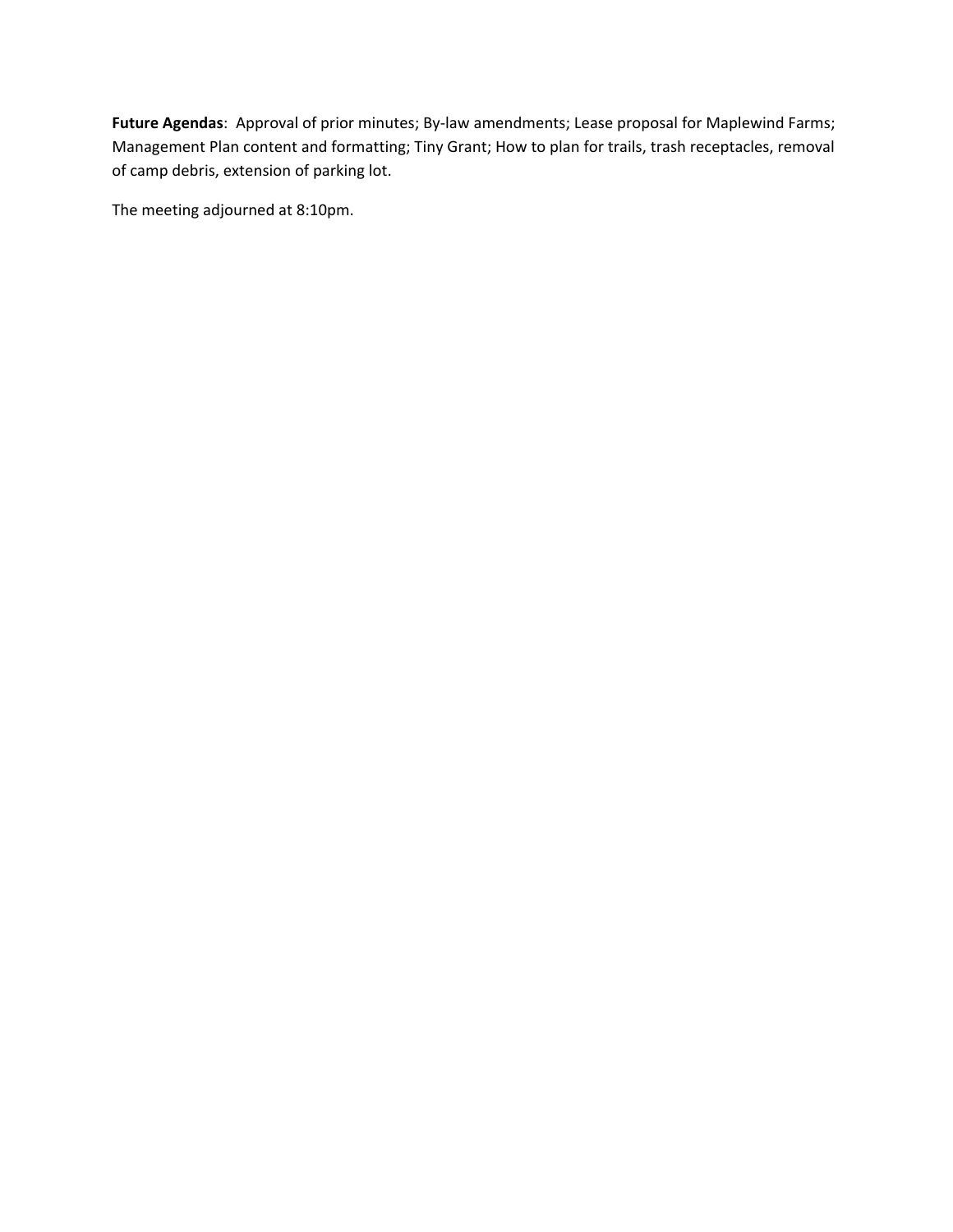**Future Agendas**: Approval of prior minutes; By-law amendments; Lease proposal for Maplewind Farms; Management Plan content and formatting; Tiny Grant; How to plan for trails, trash receptacles, removal of camp debris, extension of parking lot.

The meeting adjourned at 8:10pm.